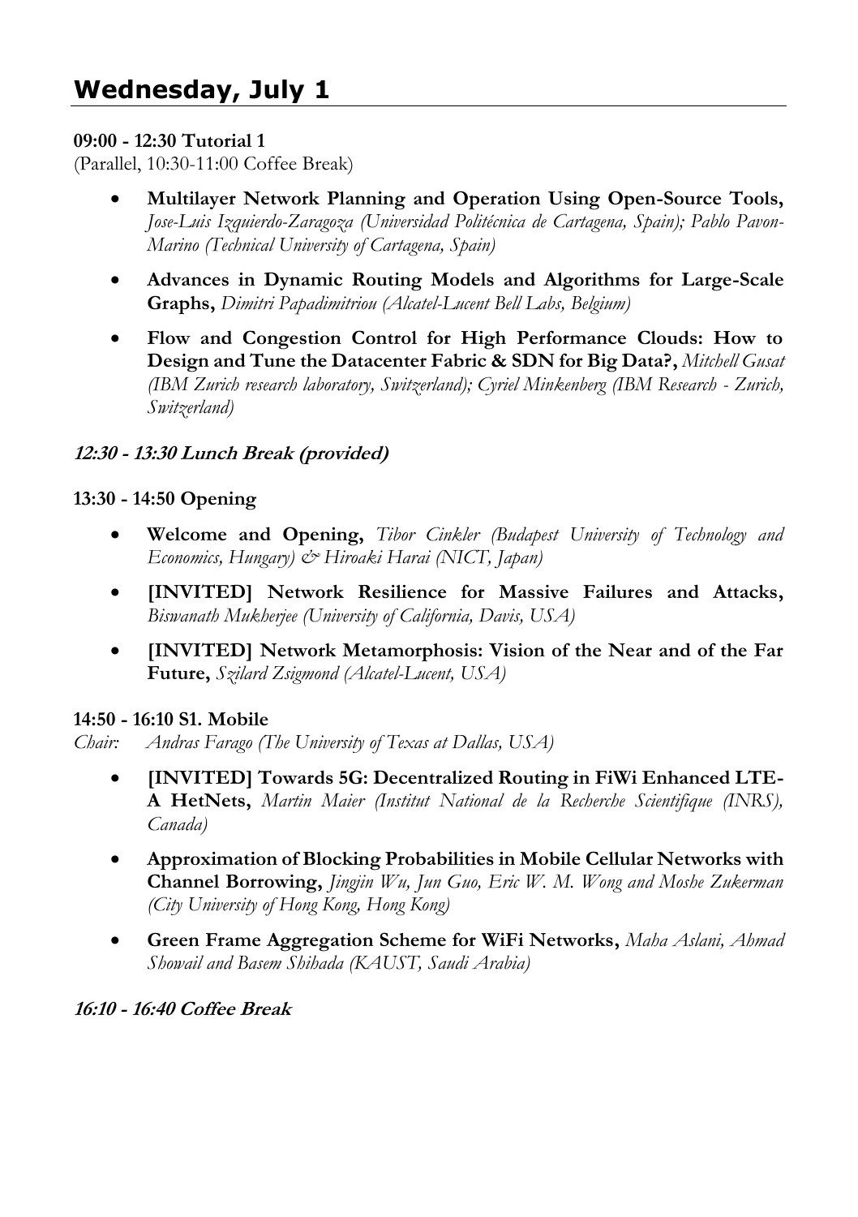# Wednesday, July 1

**09:00 - 12:30 Tutorial 1**
(Parallel, 10:30-11:00 Coffee Break)

- **Multilayer Network Planning and Operation Using Open-Source Tools,** *Jose-Luis Izquierdo-Zaragoza (Universidad Politécnica de Cartagena, Spain); Pablo Pavon-Marino (Technical University of Cartagena, Spain)*
- **Advances in Dynamic Routing Models and Algorithms for Large-Scale Graphs,** *Dimitri Papadimitriou (Alcatel-Lucent Bell Labs, Belgium)*
- **Flow and Congestion Control for High Performance Clouds: How to Design and Tune the Datacenter Fabric & SDN for Big Data?,** *Mitchell Gusat (IBM Zurich research laboratory, Switzerland); Cyriel Minkenberg (IBM Research - Zurich, Switzerland)*

***12:30 - 13:30 Lunch Break (provided)***

**13:30 - 14:50 Opening**

- **Welcome and Opening,** *Tibor Cinkler (Budapest University of Technology and Economics, Hungary) & Hiroaki Harai (NICT, Japan)*
- **[INVITED] Network Resilience for Massive Failures and Attacks,** *Biswanath Mukherjee (University of California, Davis, USA)*
- **[INVITED] Network Metamorphosis: Vision of the Near and of the Far Future,** *Szilard Zsigmond (Alcatel-Lucent, USA)*

**14:50 - 16:10 S1. Mobile**
*Chair: Andras Farago (The University of Texas at Dallas, USA)*

- **[INVITED] Towards 5G: Decentralized Routing in FiWi Enhanced LTE-A HetNets,** *Martin Maier (Institut National de la Recherche Scientifique (INRS), Canada)*
- **Approximation of Blocking Probabilities in Mobile Cellular Networks with Channel Borrowing,** *Jingjin Wu, Jun Guo, Eric W. M. Wong and Moshe Zukerman (City University of Hong Kong, Hong Kong)*
- **Green Frame Aggregation Scheme for WiFi Networks,** *Maha Aslani, Ahmad Showail and Basem Shihada (KAUST, Saudi Arabia)*

***16:10 - 16:40 Coffee Break***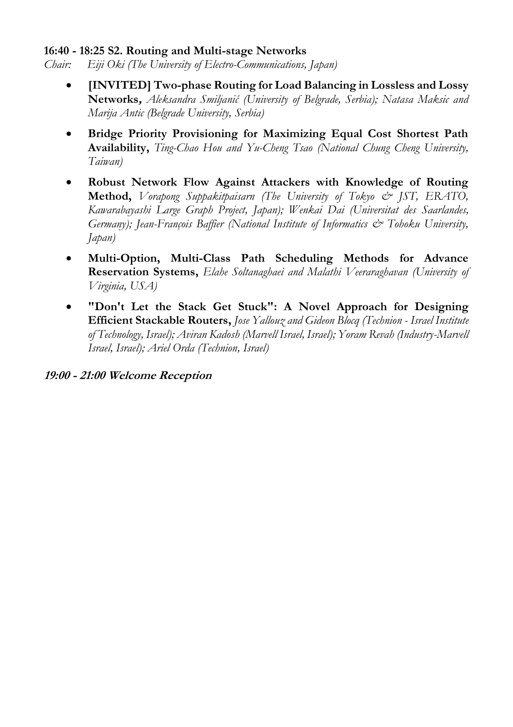**16:40 - 18:25 S2. Routing and Multi-stage Networks**

*Chair: Eiji Oki (The University of Electro-Communications, Japan)*

- **[INVITED] Two-phase Routing for Load Balancing in Lossless and Lossy Networks,** *Aleksandra Smiljanić (University of Belgrade, Serbia); Natasa Maksic and Marija Antic (Belgrade University, Serbia)*
- **Bridge Priority Provisioning for Maximizing Equal Cost Shortest Path Availability,** *Ting-Chao Hou and Yu-Cheng Tsao (National Chung Cheng University, Taiwan)*
- **Robust Network Flow Against Attackers with Knowledge of Routing Method,** *Vorapong Suppakitpaisarn (The University of Tokyo & JST, ERATO, Kawarabayashi Large Graph Project, Japan); Wenkai Dai (Universitat des Saarlandes, Germany); Jean-François Baffier (National Institute of Informatics & Tohoku University, Japan)*
- **Multi-Option, Multi-Class Path Scheduling Methods for Advance Reservation Systems,** *Elahe Soltanaghaei and Malathi Veeraraghavan (University of Virginia, USA)*
- **"Don't Let the Stack Get Stuck": A Novel Approach for Designing Efficient Stackable Routers,** *Jose Yallouz and Gideon Blocq (Technion - Israel Institute of Technology, Israel); Aviran Kadosh (Marvell Israel, Israel); Yoram Revah (Industry-Marvell Israel, Israel); Ariel Orda (Technion, Israel)*

***19:00 - 21:00 Welcome Reception***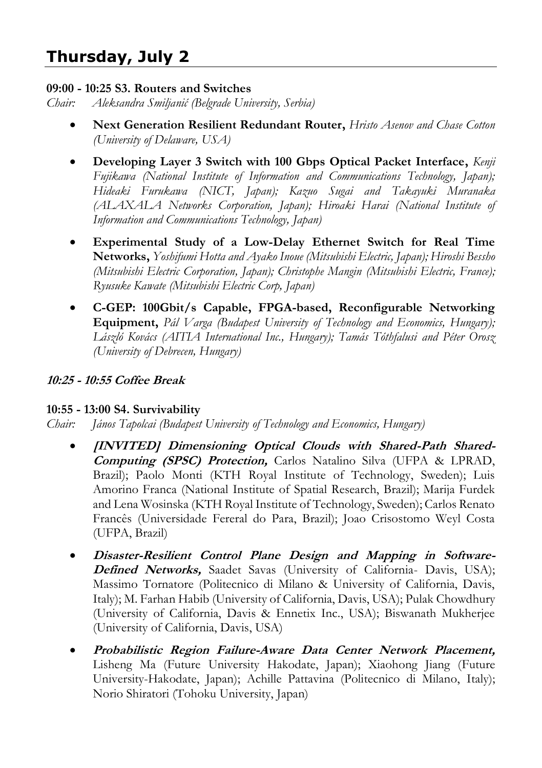# Thursday, July 2

**09:00 - 10:25 S3. Routers and Switches**

*Chair: Aleksandra Smiljanić (Belgrade University, Serbia)*

- **Next Generation Resilient Redundant Router,** *Hristo Asenov and Chase Cotton (University of Delaware, USA)*
- **Developing Layer 3 Switch with 100 Gbps Optical Packet Interface,** *Kenji Fujikawa (National Institute of Information and Communications Technology, Japan); Hideaki Furukawa (NICT, Japan); Kazuo Sugai and Takayuki Muranaka (ALAXALA Networks Corporation, Japan); Hiroaki Harai (National Institute of Information and Communications Technology, Japan)*
- **Experimental Study of a Low-Delay Ethernet Switch for Real Time Networks,** *Yoshifumi Hotta and Ayako Inoue (Mitsubishi Electric, Japan); Hiroshi Bessho (Mitsubishi Electric Corporation, Japan); Christophe Mangin (Mitsubishi Electric, France); Ryusuke Kawate (Mitsubishi Electric Corp, Japan)*
- **C-GEP: 100Gbit/s Capable, FPGA-based, Reconfigurable Networking Equipment,** *Pál Varga (Budapest University of Technology and Economics, Hungary); László Kovács (AITIA International Inc., Hungary); Tamás Tóthfalusi and Péter Orosz (University of Debrecen, Hungary)*

***10:25 - 10:55 Coffee Break***

**10:55 - 13:00 S4. Survivability**

*Chair: János Tapolcai (Budapest University of Technology and Economics, Hungary)*

- ***[INVITED] Dimensioning Optical Clouds with Shared-Path Shared-Computing (SPSC) Protection,*** Carlos Natalino Silva (UFPA & LPRAD, Brazil); Paolo Monti (KTH Royal Institute of Technology, Sweden); Luis Amorino Franca (National Institute of Spatial Research, Brazil); Marija Furdek and Lena Wosinska (KTH Royal Institute of Technology, Sweden); Carlos Renato Francês (Universidade Fereral do Para, Brazil); Joao Crisostomo Weyl Costa (UFPA, Brazil)
- ***Disaster-Resilient Control Plane Design and Mapping in Software-Defined Networks,*** Saadet Savas (University of California- Davis, USA); Massimo Tornatore (Politecnico di Milano & University of California, Davis, Italy); M. Farhan Habib (University of California, Davis, USA); Pulak Chowdhury (University of California, Davis & Ennetix Inc., USA); Biswanath Mukherjee (University of California, Davis, USA)
- ***Probabilistic Region Failure-Aware Data Center Network Placement,*** Lisheng Ma (Future University Hakodate, Japan); Xiaohong Jiang (Future University-Hakodate, Japan); Achille Pattavina (Politecnico di Milano, Italy); Norio Shiratori (Tohoku University, Japan)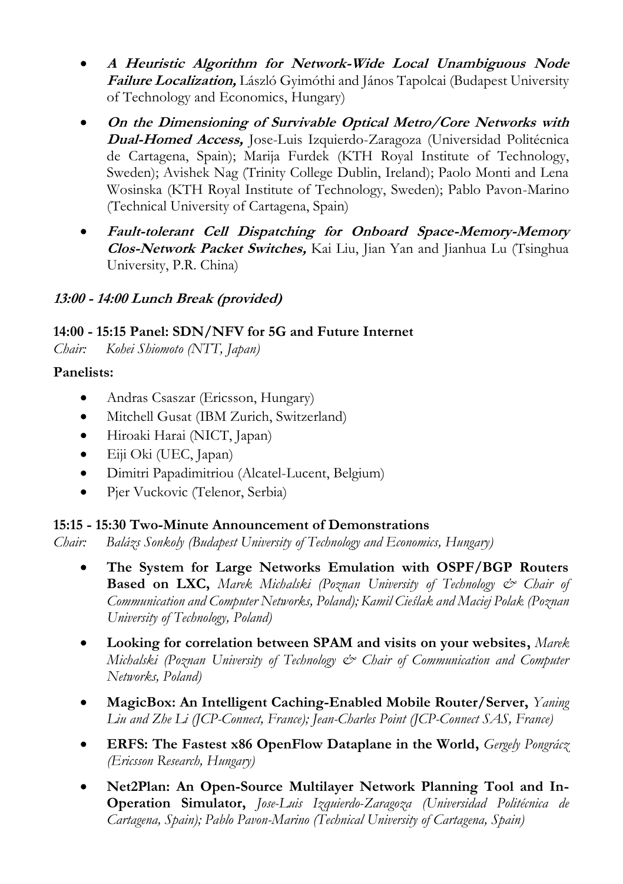- ***A Heuristic Algorithm for Network-Wide Local Unambiguous Node Failure Localization,*** László Gyimóthi and János Tapolcai (Budapest University of Technology and Economics, Hungary)
- ***On the Dimensioning of Survivable Optical Metro/Core Networks with Dual-Homed Access,*** Jose-Luis Izquierdo-Zaragoza (Universidad Politécnica de Cartagena, Spain); Marija Furdek (KTH Royal Institute of Technology, Sweden); Avishek Nag (Trinity College Dublin, Ireland); Paolo Monti and Lena Wosinska (KTH Royal Institute of Technology, Sweden); Pablo Pavon-Marino (Technical University of Cartagena, Spain)
- ***Fault-tolerant Cell Dispatching for Onboard Space-Memory-Memory Clos-Network Packet Switches,*** Kai Liu, Jian Yan and Jianhua Lu (Tsinghua University, P.R. China)

***13:00 - 14:00 Lunch Break (provided)***

**14:00 - 15:15 Panel: SDN/NFV for 5G and Future Internet**

*Chair: Kohei Shiomoto (NTT, Japan)*

**Panelists:**

- Andras Csaszar (Ericsson, Hungary)
- Mitchell Gusat (IBM Zurich, Switzerland)
- Hiroaki Harai (NICT, Japan)
- Eiji Oki (UEC, Japan)
- Dimitri Papadimitriou (Alcatel-Lucent, Belgium)
- Pjer Vuckovic (Telenor, Serbia)

**15:15 - 15:30 Two-Minute Announcement of Demonstrations**

*Chair: Balázs Sonkoly (Budapest University of Technology and Economics, Hungary)*

- **The System for Large Networks Emulation with OSPF/BGP Routers Based on LXC,** *Marek Michalski (Poznan University of Technology & Chair of Communication and Computer Networks, Poland); Kamil Cieślak and Maciej Polak (Poznan University of Technology, Poland)*
- **Looking for correlation between SPAM and visits on your websites,** *Marek Michalski (Poznan University of Technology & Chair of Communication and Computer Networks, Poland)*
- **MagicBox: An Intelligent Caching-Enabled Mobile Router/Server,** *Yaning Liu and Zhe Li (JCP-Connect, France); Jean-Charles Point (JCP-Connect SAS, France)*
- **ERFS: The Fastest x86 OpenFlow Dataplane in the World,** *Gergely Pongrácz (Ericsson Research, Hungary)*
- **Net2Plan: An Open-Source Multilayer Network Planning Tool and In-Operation Simulator,** *Jose-Luis Izquierdo-Zaragoza (Universidad Politécnica de Cartagena, Spain); Pablo Pavon-Marino (Technical University of Cartagena, Spain)*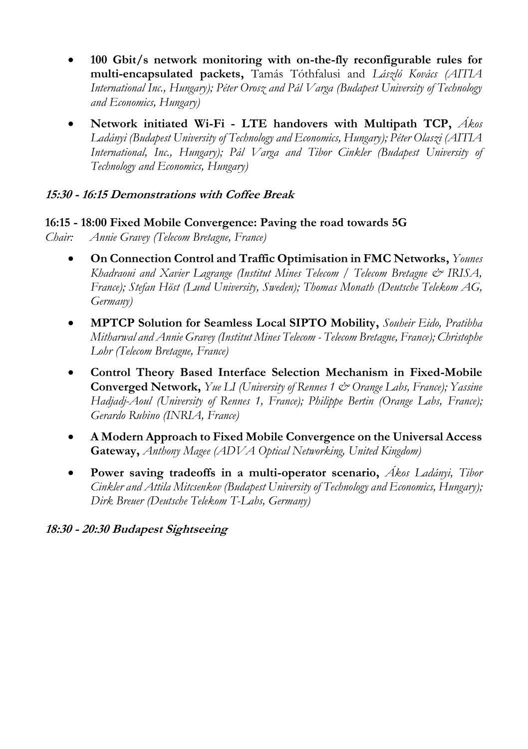- **100 Gbit/s network monitoring with on-the-fly reconfigurable rules for multi-encapsulated packets,** Tamás Tóthfalusi and *László Kovács (AITIA International Inc., Hungary); Péter Orosz and Pál Varga (Budapest University of Technology and Economics, Hungary)*
- **Network initiated Wi-Fi - LTE handovers with Multipath TCP,** *Ákos Ladányi (Budapest University of Technology and Economics, Hungary); Péter Olaszi (AITIA International, Inc., Hungary); Pál Varga and Tibor Cinkler (Budapest University of Technology and Economics, Hungary)*

### *15:30 - 16:15 Demonstrations with Coffee Break*

### 16:15 - 18:00 Fixed Mobile Convergence: Paving the road towards 5G

*Chair: Annie Gravey (Telecom Bretagne, France)*

- **On Connection Control and Traffic Optimisation in FMC Networks,** *Younes Khadraoui and Xavier Lagrange (Institut Mines Telecom / Telecom Bretagne & IRISA, France); Stefan Höst (Lund University, Sweden); Thomas Monath (Deutsche Telekom AG, Germany)*
- **MPTCP Solution for Seamless Local SIPTO Mobility,** *Souheir Eido, Pratibha Mitharwal and Annie Gravey (Institut Mines Telecom - Telecom Bretagne, France); Christophe Lohr (Telecom Bretagne, France)*
- **Control Theory Based Interface Selection Mechanism in Fixed-Mobile Converged Network,** *Yue LI (University of Rennes 1 & Orange Labs, France); Yassine Hadjadj-Aoul (University of Rennes 1, France); Philippe Bertin (Orange Labs, France); Gerardo Rubino (INRIA, France)*
- **A Modern Approach to Fixed Mobile Convergence on the Universal Access Gateway,** *Anthony Magee (ADVA Optical Networking, United Kingdom)*
- **Power saving tradeoffs in a multi-operator scenario,** *Ákos Ladányi, Tibor Cinkler and Attila Mitcsenkov (Budapest University of Technology and Economics, Hungary); Dirk Breuer (Deutsche Telekom T-Labs, Germany)*

### *18:30 - 20:30 Budapest Sightseeing*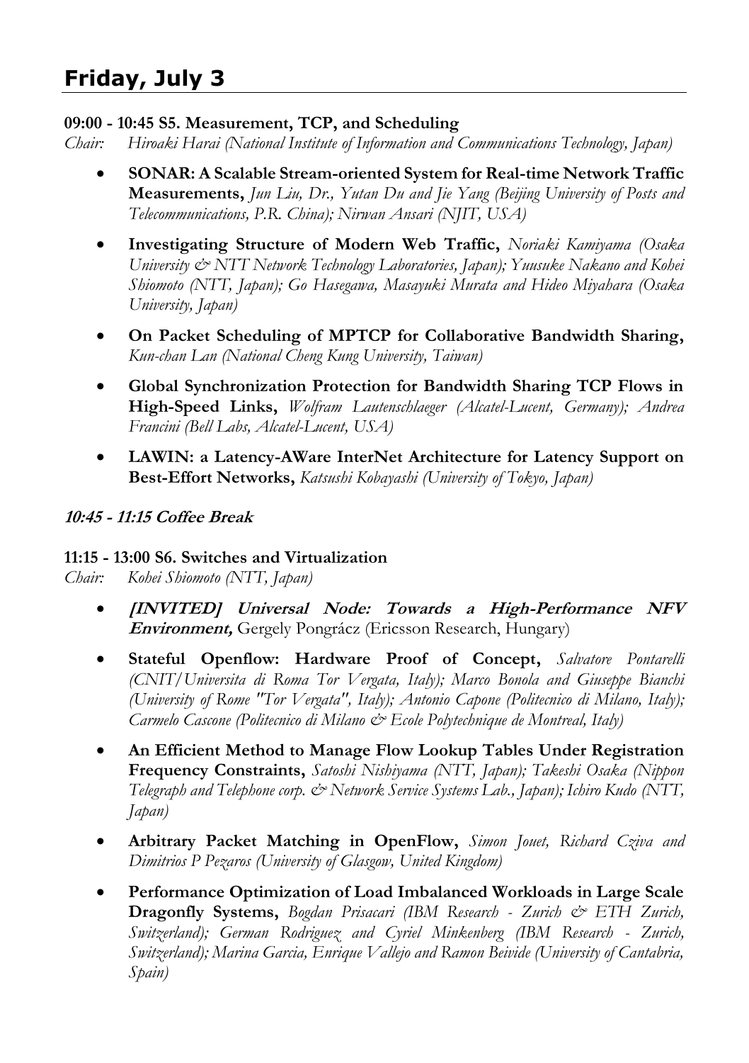# Friday, July 3

**09:00 - 10:45 S5. Measurement, TCP, and Scheduling**

*Chair: Hiroaki Harai (National Institute of Information and Communications Technology, Japan)*

- **SONAR: A Scalable Stream-oriented System for Real-time Network Traffic Measurements,** *Jun Liu, Dr., Yutan Du and Jie Yang (Beijing University of Posts and Telecommunications, P.R. China); Nirwan Ansari (NJIT, USA)*
- **Investigating Structure of Modern Web Traffic,** *Noriaki Kamiyama (Osaka University & NTT Network Technology Laboratories, Japan); Yuusuke Nakano and Kohei Shiomoto (NTT, Japan); Go Hasegawa, Masayuki Murata and Hideo Miyahara (Osaka University, Japan)*
- **On Packet Scheduling of MPTCP for Collaborative Bandwidth Sharing,** *Kun-chan Lan (National Cheng Kung University, Taiwan)*
- **Global Synchronization Protection for Bandwidth Sharing TCP Flows in High-Speed Links,** *Wolfram Lautenschlaeger (Alcatel-Lucent, Germany); Andrea Francini (Bell Labs, Alcatel-Lucent, USA)*
- **LAWIN: a Latency-AWare InterNet Architecture for Latency Support on Best-Effort Networks,** *Katsushi Kobayashi (University of Tokyo, Japan)*

***10:45 - 11:15 Coffee Break***

**11:15 - 13:00 S6. Switches and Virtualization**

*Chair: Kohei Shiomoto (NTT, Japan)*

- ***[INVITED] Universal Node: Towards a High-Performance NFV Environment,*** Gergely Pongrácz (Ericsson Research, Hungary)
- **Stateful Openflow: Hardware Proof of Concept,** *Salvatore Pontarelli (CNIT/Universita di Roma Tor Vergata, Italy); Marco Bonola and Giuseppe Bianchi (University of Rome "Tor Vergata", Italy); Antonio Capone (Politecnico di Milano, Italy); Carmelo Cascone (Politecnico di Milano & Ecole Polytechnique de Montreal, Italy)*
- **An Efficient Method to Manage Flow Lookup Tables Under Registration Frequency Constraints,** *Satoshi Nishiyama (NTT, Japan); Takeshi Osaka (Nippon Telegraph and Telephone corp. & Network Service Systems Lab., Japan); Ichiro Kudo (NTT, Japan)*
- **Arbitrary Packet Matching in OpenFlow,** *Simon Jouet, Richard Cziva and Dimitrios P Pezaros (University of Glasgow, United Kingdom)*
- **Performance Optimization of Load Imbalanced Workloads in Large Scale Dragonfly Systems,** *Bogdan Prisacari (IBM Research - Zurich & ETH Zurich, Switzerland); German Rodriguez and Cyriel Minkenberg (IBM Research - Zurich, Switzerland); Marina Garcia, Enrique Vallejo and Ramon Beivide (University of Cantabria, Spain)*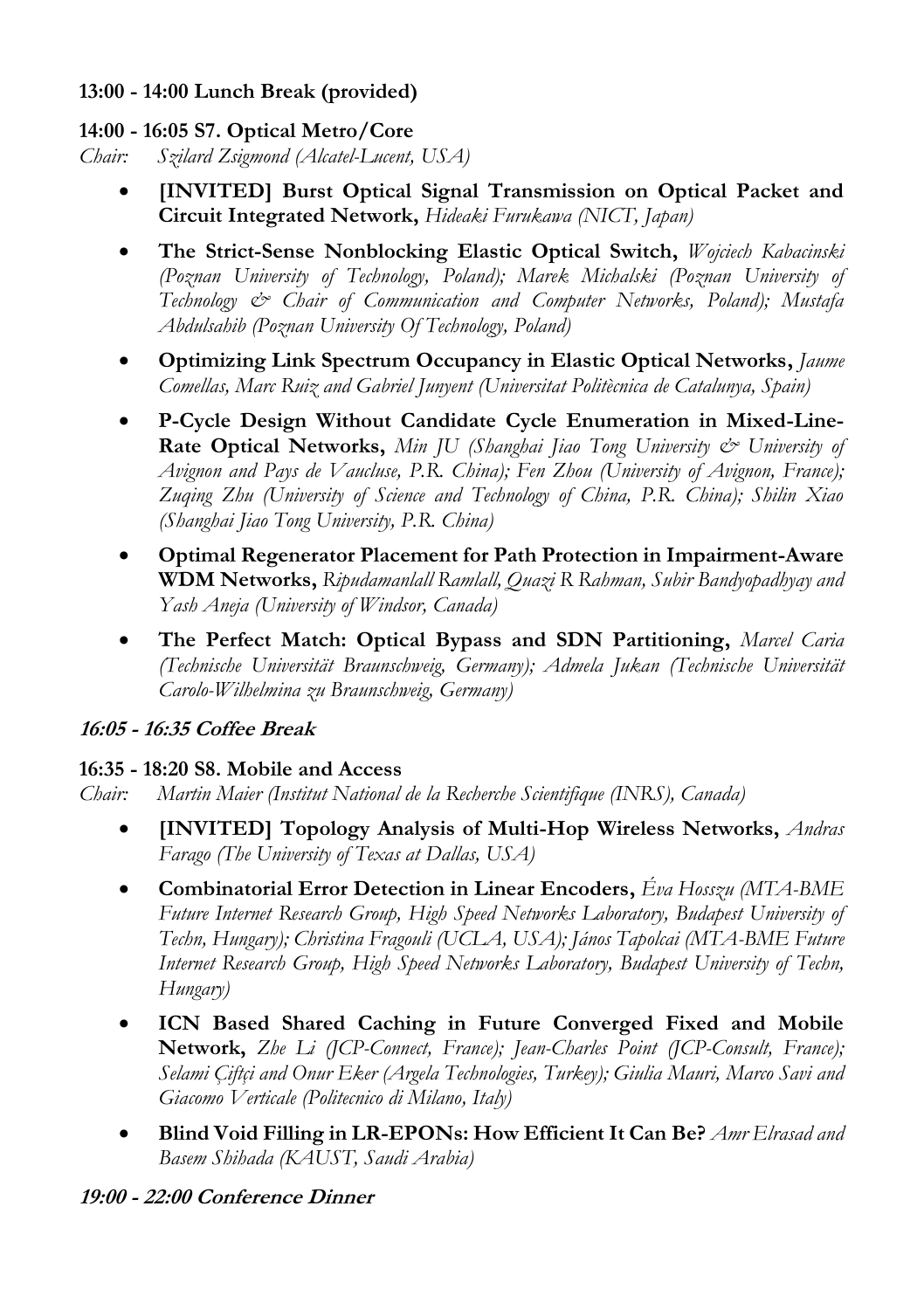**13:00 - 14:00 Lunch Break (provided)**

**14:00 - 16:05 S7. Optical Metro/Core**

*Chair: Szilard Zsigmond (Alcatel-Lucent, USA)*

- **[INVITED] Burst Optical Signal Transmission on Optical Packet and Circuit Integrated Network,** *Hideaki Furukawa (NICT, Japan)*
- **The Strict-Sense Nonblocking Elastic Optical Switch,** *Wojciech Kabacinski (Poznan University of Technology, Poland); Marek Michalski (Poznan University of Technology & Chair of Communication and Computer Networks, Poland); Mustafa Abdulsahib (Poznan University Of Technology, Poland)*
- **Optimizing Link Spectrum Occupancy in Elastic Optical Networks,** *Jaume Comellas, Marc Ruiz and Gabriel Junyent (Universitat Politècnica de Catalunya, Spain)*
- **P-Cycle Design Without Candidate Cycle Enumeration in Mixed-Line-Rate Optical Networks,** *Min JU (Shanghai Jiao Tong University & University of Avignon and Pays de Vaucluse, P.R. China); Fen Zhou (University of Avignon, France); Zuqing Zhu (University of Science and Technology of China, P.R. China); Shilin Xiao (Shanghai Jiao Tong University, P.R. China)*
- **Optimal Regenerator Placement for Path Protection in Impairment-Aware WDM Networks,** *Ripudamanlall Ramlall, Quazi R Rahman, Subir Bandyopadhyay and Yash Aneja (University of Windsor, Canada)*
- **The Perfect Match: Optical Bypass and SDN Partitioning,** *Marcel Caria (Technische Universität Braunschweig, Germany); Admela Jukan (Technische Universität Carolo-Wilhelmina zu Braunschweig, Germany)*

***16:05 - 16:35 Coffee Break***

**16:35 - 18:20 S8. Mobile and Access**

*Chair: Martin Maier (Institut National de la Recherche Scientifique (INRS), Canada)*

- **[INVITED] Topology Analysis of Multi-Hop Wireless Networks,** *Andras Farago (The University of Texas at Dallas, USA)*
- **Combinatorial Error Detection in Linear Encoders,** *Éva Hosszu (MTA-BME Future Internet Research Group, High Speed Networks Laboratory, Budapest University of Techn, Hungary); Christina Fragouli (UCLA, USA); János Tapolcai (MTA-BME Future Internet Research Group, High Speed Networks Laboratory, Budapest University of Techn, Hungary)*
- **ICN Based Shared Caching in Future Converged Fixed and Mobile Network,** *Zhe Li (JCP-Connect, France); Jean-Charles Point (JCP-Consult, France); Selami Çiftçi and Onur Eker (Argela Technologies, Turkey); Giulia Mauri, Marco Savi and Giacomo Verticale (Politecnico di Milano, Italy)*
- **Blind Void Filling in LR-EPONs: How Efficient It Can Be?** *Amr Elrasad and Basem Shihada (KAUST, Saudi Arabia)*

***19:00 - 22:00 Conference Dinner***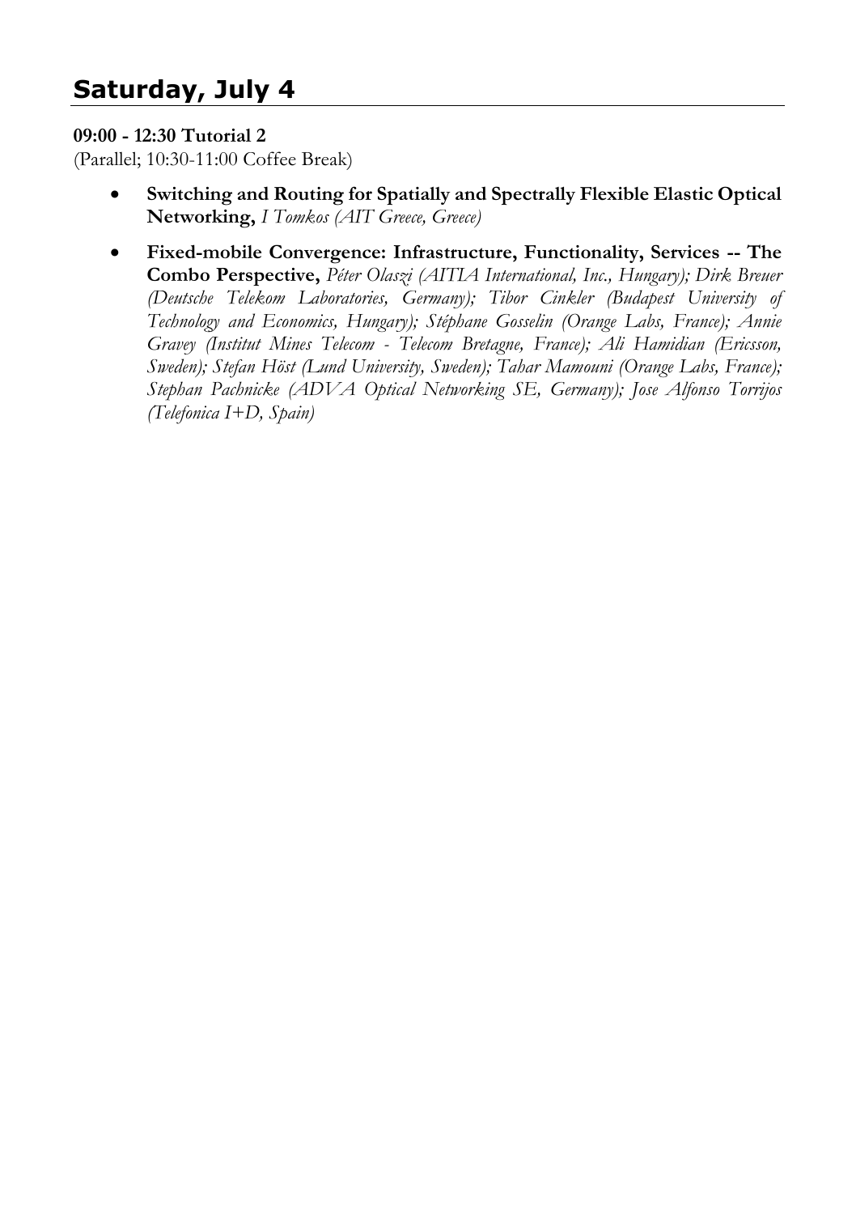# Saturday, July 4

**09:00 - 12:30 Tutorial 2**
(Parallel; 10:30-11:00 Coffee Break)

- **Switching and Routing for Spatially and Spectrally Flexible Elastic Optical Networking,** *I Tomkos (AIT Greece, Greece)*
- **Fixed-mobile Convergence: Infrastructure, Functionality, Services -- The Combo Perspective,** *Péter Olaszi (AITIA International, Inc., Hungary); Dirk Breuer (Deutsche Telekom Laboratories, Germany); Tibor Cinkler (Budapest University of Technology and Economics, Hungary); Stéphane Gosselin (Orange Labs, France); Annie Gravey (Institut Mines Telecom - Telecom Bretagne, France); Ali Hamidian (Ericsson, Sweden); Stefan Höst (Lund University, Sweden); Tahar Mamouni (Orange Labs, France); Stephan Pachnicke (ADVA Optical Networking SE, Germany); Jose Alfonso Torrijos (Telefonica I+D, Spain)*